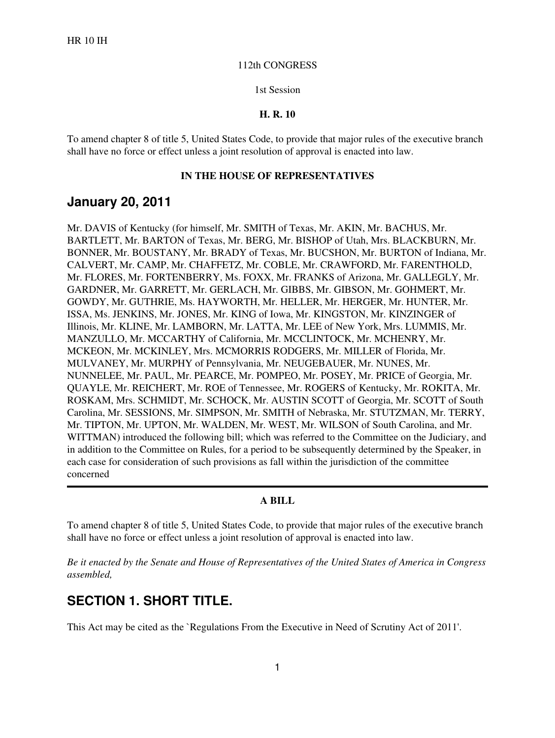HR 10 IH

112th CONGRESS

1st Session

**H. R. 10**

To amend chapter 8 of title 5, United States Code, to provide that major rules of the executive branch shall have no force or effect unless a joint resolution of approval is enacted into law.

**IN THE HOUSE OF REPRESENTATIVES**

## January 20, 2011

Mr. DAVIS of Kentucky (for himself, Mr. SMITH of Texas, Mr. AKIN, Mr. BACHUS, Mr. BARTLETT, Mr. BARTON of Texas, Mr. BERG, Mr. BISHOP of Utah, Mrs. BLACKBURN, Mr. BONNER, Mr. BOUSTANY, Mr. BRADY of Texas, Mr. BUCSHON, Mr. BURTON of Indiana, Mr. CALVERT, Mr. CAMP, Mr. CHAFFETZ, Mr. COBLE, Mr. CRAWFORD, Mr. FARENTHOLD, Mr. FLORES, Mr. FORTENBERRY, Ms. FOXX, Mr. FRANKS of Arizona, Mr. GALLEGLY, Mr. GARDNER, Mr. GARRETT, Mr. GERLACH, Mr. GIBBS, Mr. GIBSON, Mr. GOHMERT, Mr. GOWDY, Mr. GUTHRIE, Ms. HAYWORTH, Mr. HELLER, Mr. HERGER, Mr. HUNTER, Mr. ISSA, Ms. JENKINS, Mr. JONES, Mr. KING of Iowa, Mr. KINGSTON, Mr. KINZINGER of Illinois, Mr. KLINE, Mr. LAMBORN, Mr. LATTA, Mr. LEE of New York, Mrs. LUMMIS, Mr. MANZULLO, Mr. MCCARTHY of California, Mr. MCCLINTOCK, Mr. MCHENRY, Mr. MCKEON, Mr. MCKINLEY, Mrs. MCMORRIS RODGERS, Mr. MILLER of Florida, Mr. MULVANEY, Mr. MURPHY of Pennsylvania, Mr. NEUGEBAUER, Mr. NUNES, Mr. NUNNELEE, Mr. PAUL, Mr. PEARCE, Mr. POMPEO, Mr. POSEY, Mr. PRICE of Georgia, Mr. QUAYLE, Mr. REICHERT, Mr. ROE of Tennessee, Mr. ROGERS of Kentucky, Mr. ROKITA, Mr. ROSKAM, Mrs. SCHMIDT, Mr. SCHOCK, Mr. AUSTIN SCOTT of Georgia, Mr. SCOTT of South Carolina, Mr. SESSIONS, Mr. SIMPSON, Mr. SMITH of Nebraska, Mr. STUTZMAN, Mr. TERRY, Mr. TIPTON, Mr. UPTON, Mr. WALDEN, Mr. WEST, Mr. WILSON of South Carolina, and Mr. WITTMAN) introduced the following bill; which was referred to the Committee on the Judiciary, and in addition to the Committee on Rules, for a period to be subsequently determined by the Speaker, in each case for consideration of such provisions as fall within the jurisdiction of the committee concerned

---

**A BILL**

To amend chapter 8 of title 5, United States Code, to provide that major rules of the executive branch shall have no force or effect unless a joint resolution of approval is enacted into law.

*Be it enacted by the Senate and House of Representatives of the United States of America in Congress assembled,*

## SECTION 1. SHORT TITLE.

This Act may be cited as the `Regulations From the Executive in Need of Scrutiny Act of 2011'.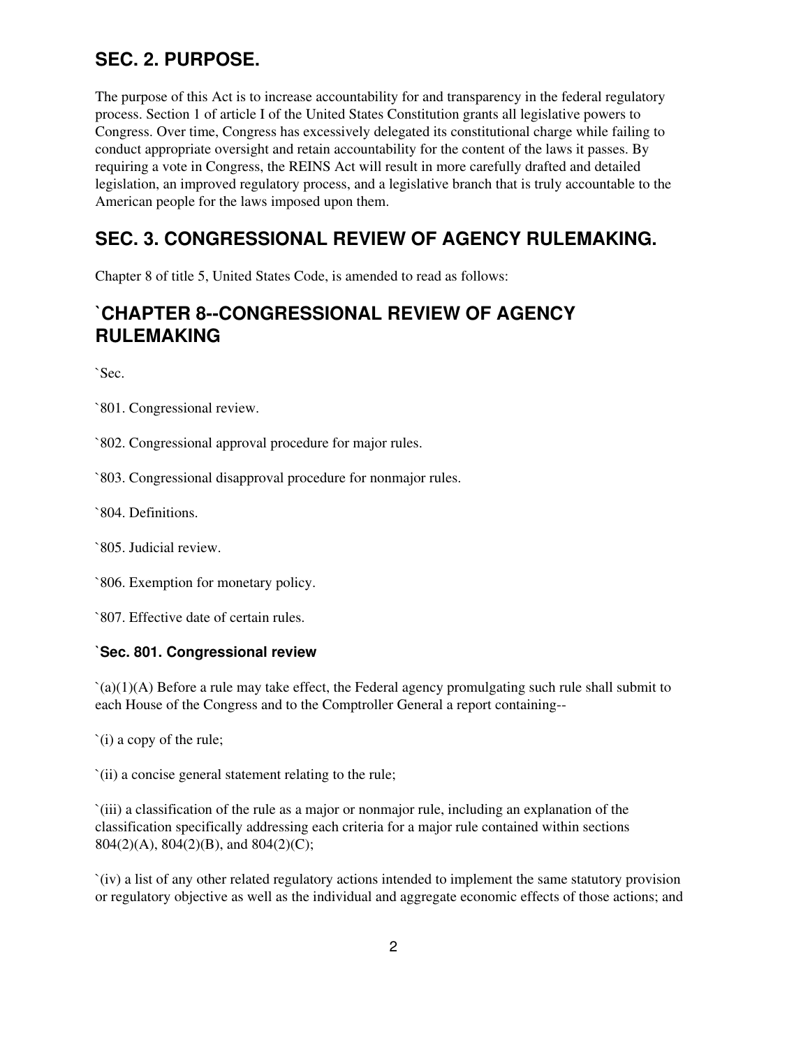## SEC. 2. PURPOSE.

The purpose of this Act is to increase accountability for and transparency in the federal regulatory process. Section 1 of article I of the United States Constitution grants all legislative powers to Congress. Over time, Congress has excessively delegated its constitutional charge while failing to conduct appropriate oversight and retain accountability for the content of the laws it passes. By requiring a vote in Congress, the REINS Act will result in more carefully drafted and detailed legislation, an improved regulatory process, and a legislative branch that is truly accountable to the American people for the laws imposed upon them.

## SEC. 3. CONGRESSIONAL REVIEW OF AGENCY RULEMAKING.

Chapter 8 of title 5, United States Code, is amended to read as follows:

## `CHAPTER 8--CONGRESSIONAL REVIEW OF AGENCY RULEMAKING

`Sec.

`801. Congressional review.

`802. Congressional approval procedure for major rules.

`803. Congressional disapproval procedure for nonmajor rules.

`804. Definitions.

`805. Judicial review.

`806. Exemption for monetary policy.

`807. Effective date of certain rules.

#### `Sec. 801. Congressional review

`(a)(1)(A) Before a rule may take effect, the Federal agency promulgating such rule shall submit to each House of the Congress and to the Comptroller General a report containing--

`(i) a copy of the rule;

`(ii) a concise general statement relating to the rule;

`(iii) a classification of the rule as a major or nonmajor rule, including an explanation of the classification specifically addressing each criteria for a major rule contained within sections 804(2)(A), 804(2)(B), and 804(2)(C);

`(iv) a list of any other related regulatory actions intended to implement the same statutory provision or regulatory objective as well as the individual and aggregate economic effects of those actions; and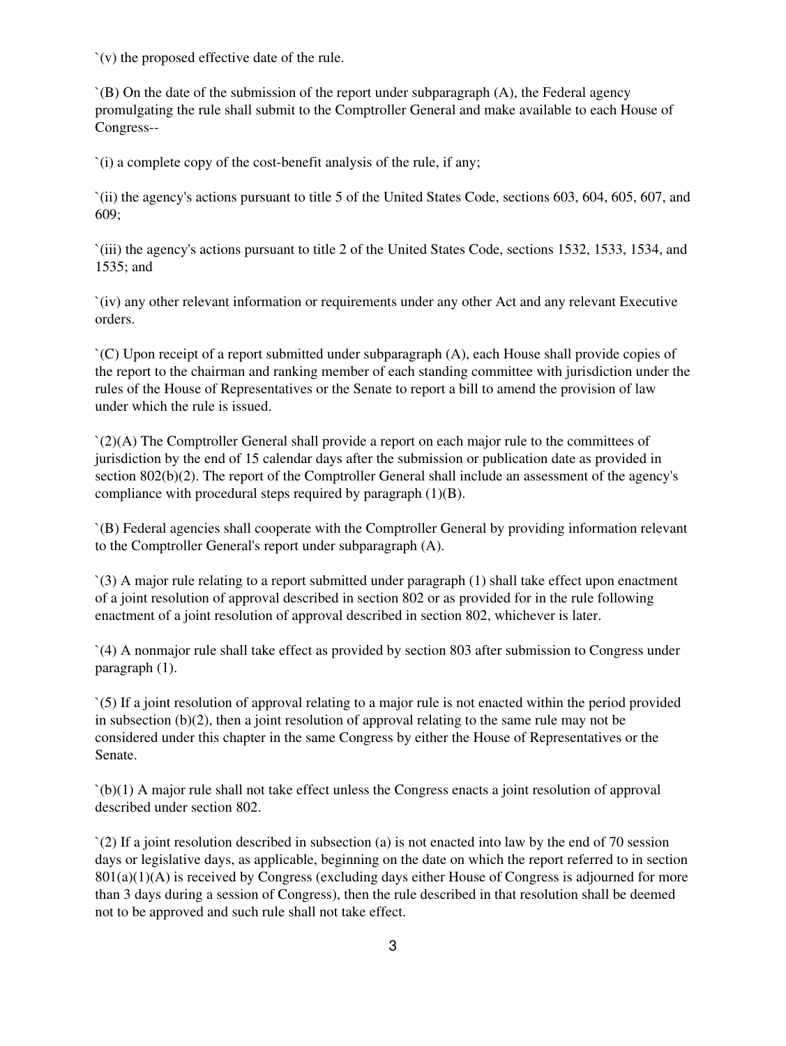`(v) the proposed effective date of the rule.

`(B) On the date of the submission of the report under subparagraph (A), the Federal agency promulgating the rule shall submit to the Comptroller General and make available to each House of Congress--

`(i) a complete copy of the cost-benefit analysis of the rule, if any;

`(ii) the agency's actions pursuant to title 5 of the United States Code, sections 603, 604, 605, 607, and 609;

`(iii) the agency's actions pursuant to title 2 of the United States Code, sections 1532, 1533, 1534, and 1535; and

`(iv) any other relevant information or requirements under any other Act and any relevant Executive orders.

`(C) Upon receipt of a report submitted under subparagraph (A), each House shall provide copies of the report to the chairman and ranking member of each standing committee with jurisdiction under the rules of the House of Representatives or the Senate to report a bill to amend the provision of law under which the rule is issued.

`(2)(A) The Comptroller General shall provide a report on each major rule to the committees of jurisdiction by the end of 15 calendar days after the submission or publication date as provided in section 802(b)(2). The report of the Comptroller General shall include an assessment of the agency's compliance with procedural steps required by paragraph (1)(B).

`(B) Federal agencies shall cooperate with the Comptroller General by providing information relevant to the Comptroller General's report under subparagraph (A).

`(3) A major rule relating to a report submitted under paragraph (1) shall take effect upon enactment of a joint resolution of approval described in section 802 or as provided for in the rule following enactment of a joint resolution of approval described in section 802, whichever is later.

`(4) A nonmajor rule shall take effect as provided by section 803 after submission to Congress under paragraph (1).

`(5) If a joint resolution of approval relating to a major rule is not enacted within the period provided in subsection (b)(2), then a joint resolution of approval relating to the same rule may not be considered under this chapter in the same Congress by either the House of Representatives or the Senate.

`(b)(1) A major rule shall not take effect unless the Congress enacts a joint resolution of approval described under section 802.

`(2) If a joint resolution described in subsection (a) is not enacted into law by the end of 70 session days or legislative days, as applicable, beginning on the date on which the report referred to in section 801(a)(1)(A) is received by Congress (excluding days either House of Congress is adjourned for more than 3 days during a session of Congress), then the rule described in that resolution shall be deemed not to be approved and such rule shall not take effect.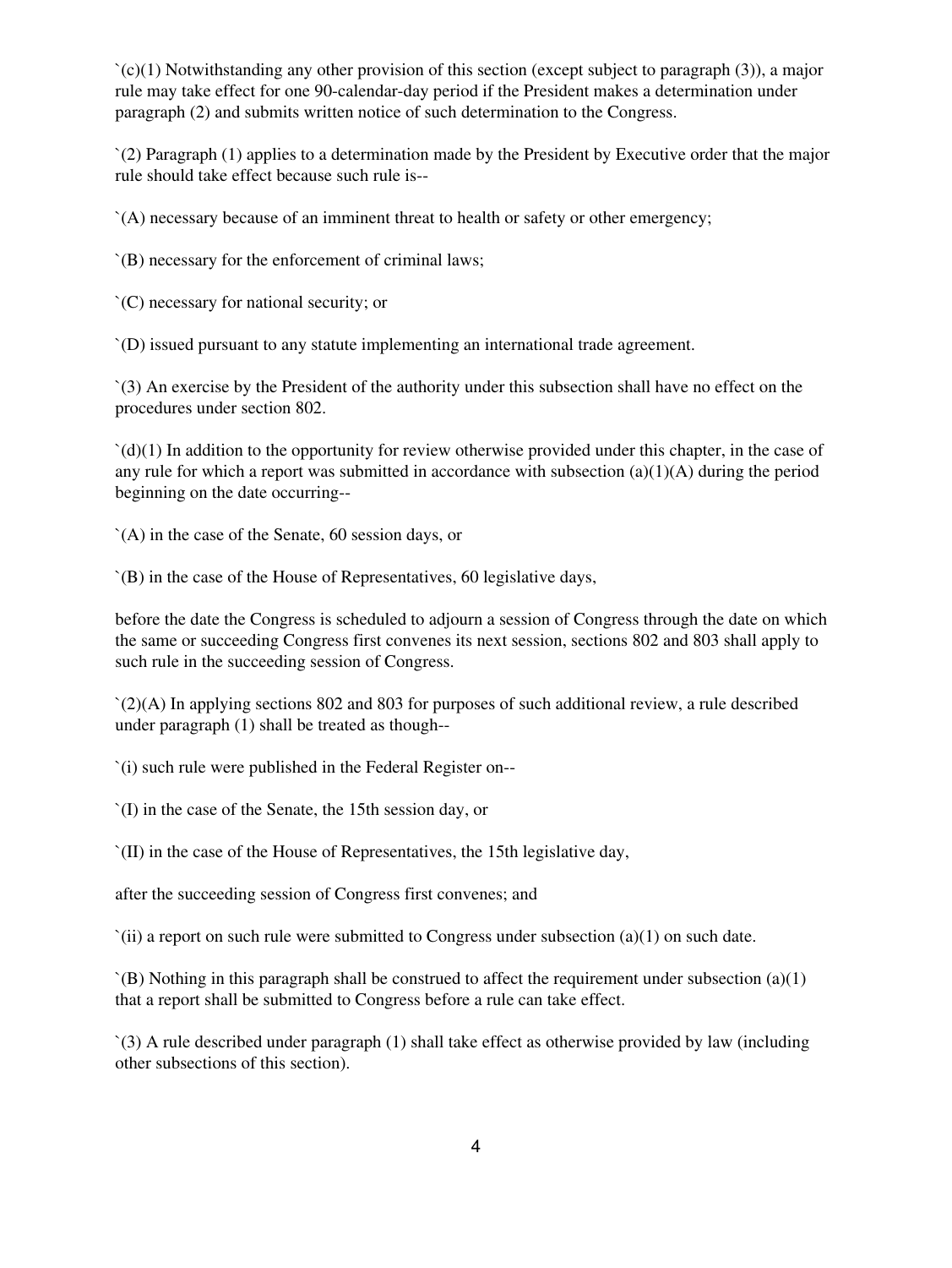`(c)(1) Notwithstanding any other provision of this section (except subject to paragraph (3)), a major rule may take effect for one 90-calendar-day period if the President makes a determination under paragraph (2) and submits written notice of such determination to the Congress.

`(2) Paragraph (1) applies to a determination made by the President by Executive order that the major rule should take effect because such rule is--

`(A) necessary because of an imminent threat to health or safety or other emergency;

`(B) necessary for the enforcement of criminal laws;

`(C) necessary for national security; or

`(D) issued pursuant to any statute implementing an international trade agreement.

`(3) An exercise by the President of the authority under this subsection shall have no effect on the procedures under section 802.

`(d)(1) In addition to the opportunity for review otherwise provided under this chapter, in the case of any rule for which a report was submitted in accordance with subsection (a)(1)(A) during the period beginning on the date occurring--

`(A) in the case of the Senate, 60 session days, or

`(B) in the case of the House of Representatives, 60 legislative days,

before the date the Congress is scheduled to adjourn a session of Congress through the date on which the same or succeeding Congress first convenes its next session, sections 802 and 803 shall apply to such rule in the succeeding session of Congress.

`(2)(A) In applying sections 802 and 803 for purposes of such additional review, a rule described under paragraph (1) shall be treated as though--

`(i) such rule were published in the Federal Register on--

`(I) in the case of the Senate, the 15th session day, or

`(II) in the case of the House of Representatives, the 15th legislative day,

after the succeeding session of Congress first convenes; and

`(ii) a report on such rule were submitted to Congress under subsection (a)(1) on such date.

`(B) Nothing in this paragraph shall be construed to affect the requirement under subsection (a)(1) that a report shall be submitted to Congress before a rule can take effect.

`(3) A rule described under paragraph (1) shall take effect as otherwise provided by law (including other subsections of this section).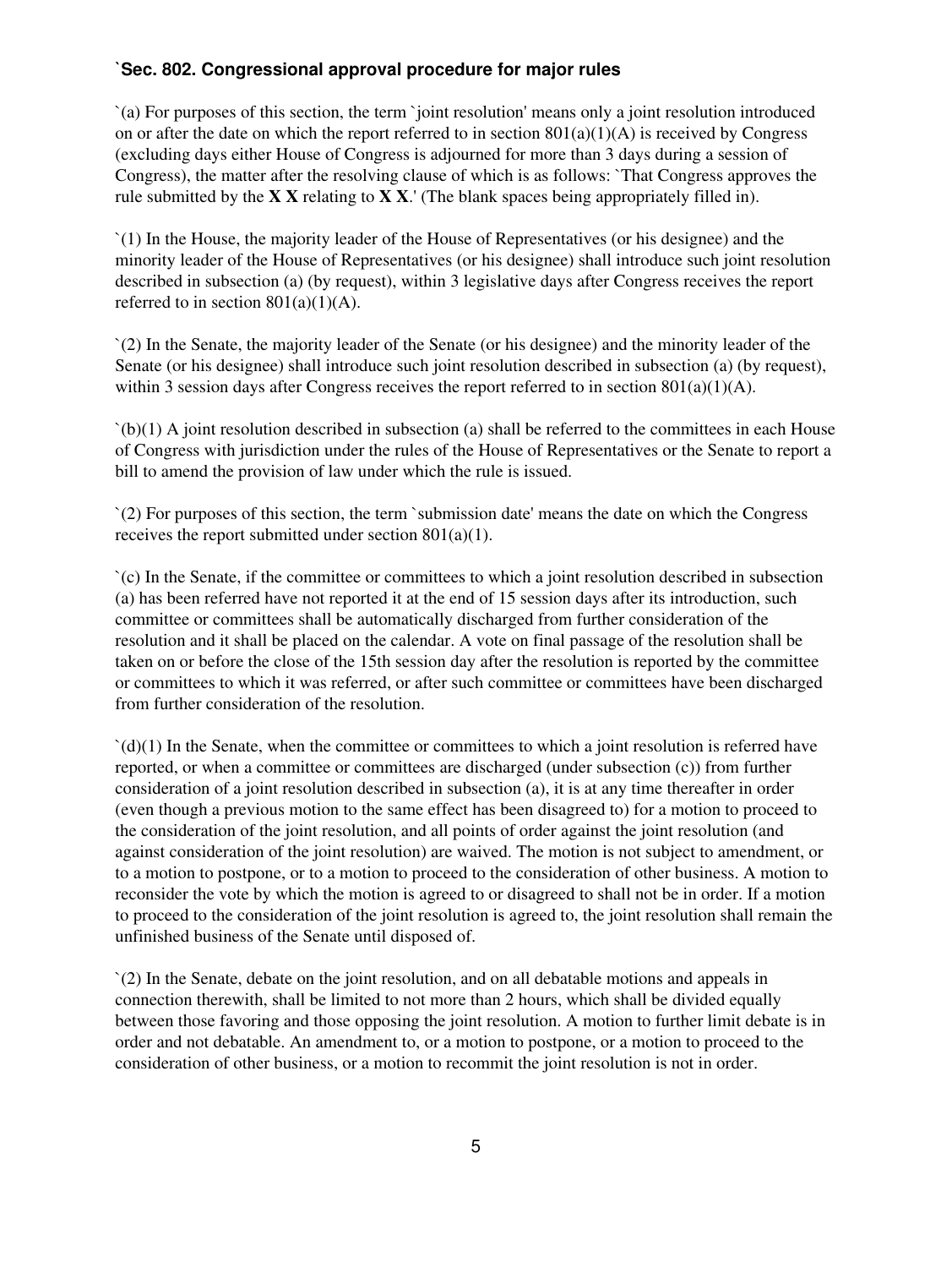**`Sec. 802. Congressional approval procedure for major rules**

`(a) For purposes of this section, the term `joint resolution' means only a joint resolution introduced on or after the date on which the report referred to in section 801(a)(1)(A) is received by Congress (excluding days either House of Congress is adjourned for more than 3 days during a session of Congress), the matter after the resolving clause of which is as follows: `That Congress approves the rule submitted by the **X X** relating to **X X**.' (The blank spaces being appropriately filled in).

`(1) In the House, the majority leader of the House of Representatives (or his designee) and the minority leader of the House of Representatives (or his designee) shall introduce such joint resolution described in subsection (a) (by request), within 3 legislative days after Congress receives the report referred to in section 801(a)(1)(A).

`(2) In the Senate, the majority leader of the Senate (or his designee) and the minority leader of the Senate (or his designee) shall introduce such joint resolution described in subsection (a) (by request), within 3 session days after Congress receives the report referred to in section 801(a)(1)(A).

`(b)(1) A joint resolution described in subsection (a) shall be referred to the committees in each House of Congress with jurisdiction under the rules of the House of Representatives or the Senate to report a bill to amend the provision of law under which the rule is issued.

`(2) For purposes of this section, the term `submission date' means the date on which the Congress receives the report submitted under section 801(a)(1).

`(c) In the Senate, if the committee or committees to which a joint resolution described in subsection (a) has been referred have not reported it at the end of 15 session days after its introduction, such committee or committees shall be automatically discharged from further consideration of the resolution and it shall be placed on the calendar. A vote on final passage of the resolution shall be taken on or before the close of the 15th session day after the resolution is reported by the committee or committees to which it was referred, or after such committee or committees have been discharged from further consideration of the resolution.

`(d)(1) In the Senate, when the committee or committees to which a joint resolution is referred have reported, or when a committee or committees are discharged (under subsection (c)) from further consideration of a joint resolution described in subsection (a), it is at any time thereafter in order (even though a previous motion to the same effect has been disagreed to) for a motion to proceed to the consideration of the joint resolution, and all points of order against the joint resolution (and against consideration of the joint resolution) are waived. The motion is not subject to amendment, or to a motion to postpone, or to a motion to proceed to the consideration of other business. A motion to reconsider the vote by which the motion is agreed to or disagreed to shall not be in order. If a motion to proceed to the consideration of the joint resolution is agreed to, the joint resolution shall remain the unfinished business of the Senate until disposed of.

`(2) In the Senate, debate on the joint resolution, and on all debatable motions and appeals in connection therewith, shall be limited to not more than 2 hours, which shall be divided equally between those favoring and those opposing the joint resolution. A motion to further limit debate is in order and not debatable. An amendment to, or a motion to postpone, or a motion to proceed to the consideration of other business, or a motion to recommit the joint resolution is not in order.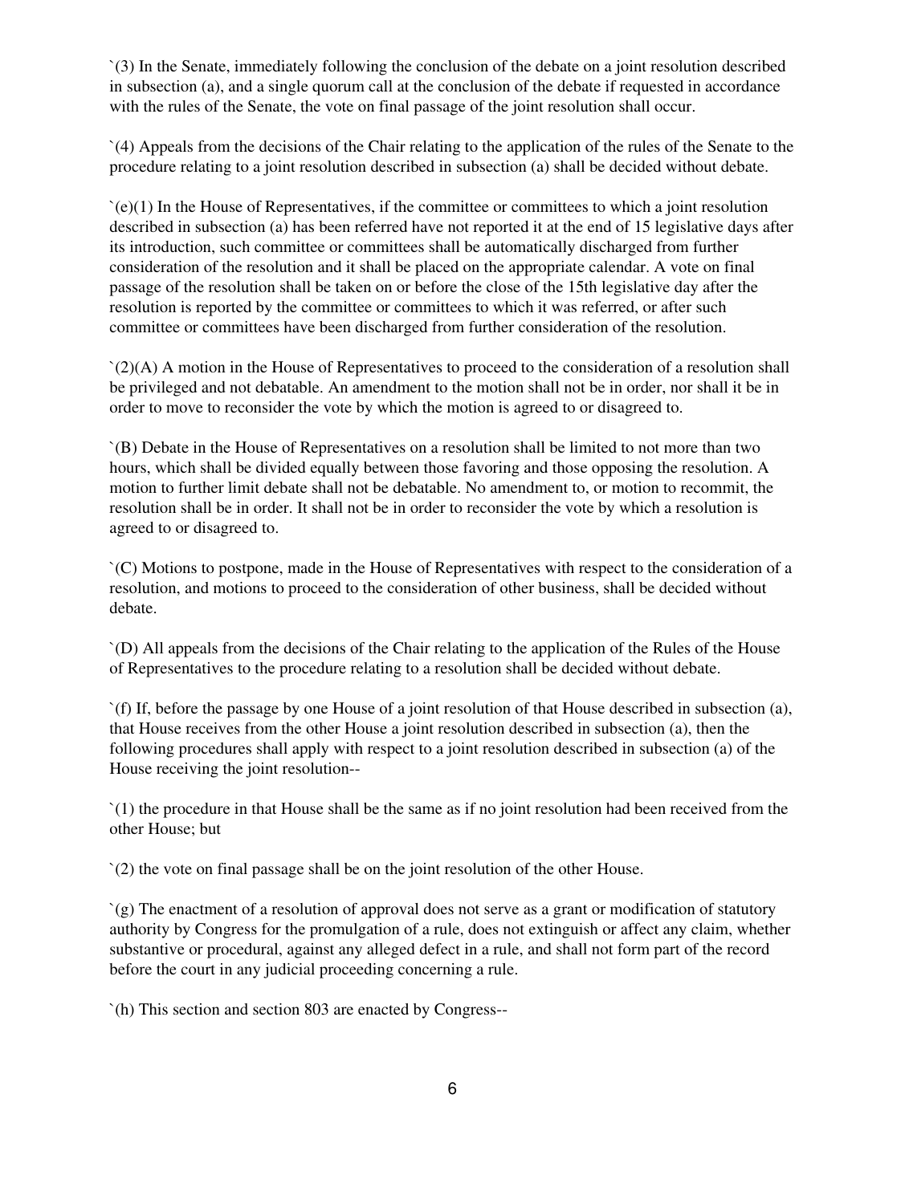`(3) In the Senate, immediately following the conclusion of the debate on a joint resolution described in subsection (a), and a single quorum call at the conclusion of the debate if requested in accordance with the rules of the Senate, the vote on final passage of the joint resolution shall occur.

`(4) Appeals from the decisions of the Chair relating to the application of the rules of the Senate to the procedure relating to a joint resolution described in subsection (a) shall be decided without debate.

`(e)(1) In the House of Representatives, if the committee or committees to which a joint resolution described in subsection (a) has been referred have not reported it at the end of 15 legislative days after its introduction, such committee or committees shall be automatically discharged from further consideration of the resolution and it shall be placed on the appropriate calendar. A vote on final passage of the resolution shall be taken on or before the close of the 15th legislative day after the resolution is reported by the committee or committees to which it was referred, or after such committee or committees have been discharged from further consideration of the resolution.

`(2)(A) A motion in the House of Representatives to proceed to the consideration of a resolution shall be privileged and not debatable. An amendment to the motion shall not be in order, nor shall it be in order to move to reconsider the vote by which the motion is agreed to or disagreed to.

`(B) Debate in the House of Representatives on a resolution shall be limited to not more than two hours, which shall be divided equally between those favoring and those opposing the resolution. A motion to further limit debate shall not be debatable. No amendment to, or motion to recommit, the resolution shall be in order. It shall not be in order to reconsider the vote by which a resolution is agreed to or disagreed to.

`(C) Motions to postpone, made in the House of Representatives with respect to the consideration of a resolution, and motions to proceed to the consideration of other business, shall be decided without debate.

`(D) All appeals from the decisions of the Chair relating to the application of the Rules of the House of Representatives to the procedure relating to a resolution shall be decided without debate.

`(f) If, before the passage by one House of a joint resolution of that House described in subsection (a), that House receives from the other House a joint resolution described in subsection (a), then the following procedures shall apply with respect to a joint resolution described in subsection (a) of the House receiving the joint resolution--

`(1) the procedure in that House shall be the same as if no joint resolution had been received from the other House; but

`(2) the vote on final passage shall be on the joint resolution of the other House.

`(g) The enactment of a resolution of approval does not serve as a grant or modification of statutory authority by Congress for the promulgation of a rule, does not extinguish or affect any claim, whether substantive or procedural, against any alleged defect in a rule, and shall not form part of the record before the court in any judicial proceeding concerning a rule.

`(h) This section and section 803 are enacted by Congress--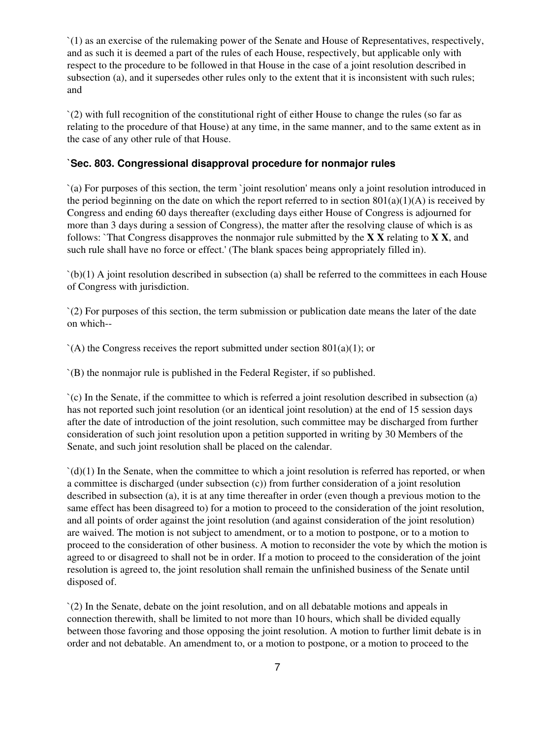`(1) as an exercise of the rulemaking power of the Senate and House of Representatives, respectively, and as such it is deemed a part of the rules of each House, respectively, but applicable only with respect to the procedure to be followed in that House in the case of a joint resolution described in subsection (a), and it supersedes other rules only to the extent that it is inconsistent with such rules; and

`(2) with full recognition of the constitutional right of either House to change the rules (so far as relating to the procedure of that House) at any time, in the same manner, and to the same extent as in the case of any other rule of that House.

### `Sec. 803. Congressional disapproval procedure for nonmajor rules

`(a) For purposes of this section, the term `joint resolution' means only a joint resolution introduced in the period beginning on the date on which the report referred to in section 801(a)(1)(A) is received by Congress and ending 60 days thereafter (excluding days either House of Congress is adjourned for more than 3 days during a session of Congress), the matter after the resolving clause of which is as follows: `That Congress disapproves the nonmajor rule submitted by the **X X** relating to **X X**, and such rule shall have no force or effect.' (The blank spaces being appropriately filled in).

`(b)(1) A joint resolution described in subsection (a) shall be referred to the committees in each House of Congress with jurisdiction.

`(2) For purposes of this section, the term submission or publication date means the later of the date on which--

`(A) the Congress receives the report submitted under section 801(a)(1); or

`(B) the nonmajor rule is published in the Federal Register, if so published.

`(c) In the Senate, if the committee to which is referred a joint resolution described in subsection (a) has not reported such joint resolution (or an identical joint resolution) at the end of 15 session days after the date of introduction of the joint resolution, such committee may be discharged from further consideration of such joint resolution upon a petition supported in writing by 30 Members of the Senate, and such joint resolution shall be placed on the calendar.

`(d)(1) In the Senate, when the committee to which a joint resolution is referred has reported, or when a committee is discharged (under subsection (c)) from further consideration of a joint resolution described in subsection (a), it is at any time thereafter in order (even though a previous motion to the same effect has been disagreed to) for a motion to proceed to the consideration of the joint resolution, and all points of order against the joint resolution (and against consideration of the joint resolution) are waived. The motion is not subject to amendment, or to a motion to postpone, or to a motion to proceed to the consideration of other business. A motion to reconsider the vote by which the motion is agreed to or disagreed to shall not be in order. If a motion to proceed to the consideration of the joint resolution is agreed to, the joint resolution shall remain the unfinished business of the Senate until disposed of.

`(2) In the Senate, debate on the joint resolution, and on all debatable motions and appeals in connection therewith, shall be limited to not more than 10 hours, which shall be divided equally between those favoring and those opposing the joint resolution. A motion to further limit debate is in order and not debatable. An amendment to, or a motion to postpone, or a motion to proceed to the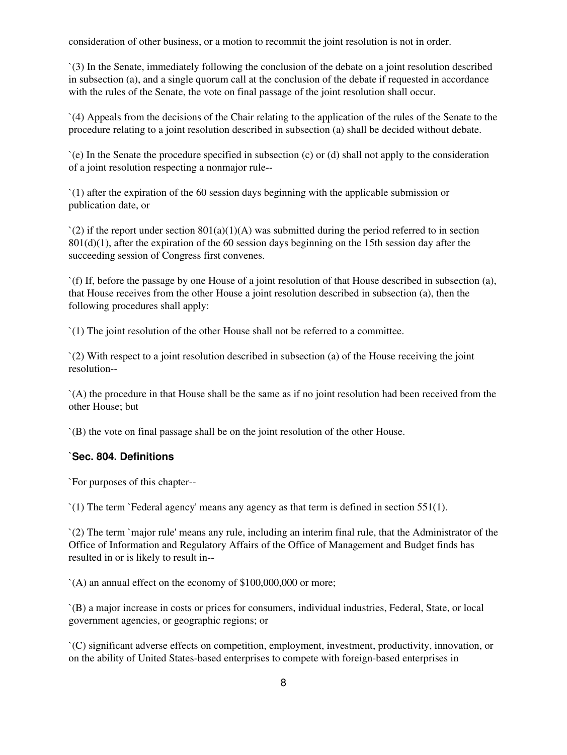consideration of other business, or a motion to recommit the joint resolution is not in order.

`(3) In the Senate, immediately following the conclusion of the debate on a joint resolution described in subsection (a), and a single quorum call at the conclusion of the debate if requested in accordance with the rules of the Senate, the vote on final passage of the joint resolution shall occur.

`(4) Appeals from the decisions of the Chair relating to the application of the rules of the Senate to the procedure relating to a joint resolution described in subsection (a) shall be decided without debate.

`(e) In the Senate the procedure specified in subsection (c) or (d) shall not apply to the consideration of a joint resolution respecting a nonmajor rule--

`(1) after the expiration of the 60 session days beginning with the applicable submission or publication date, or

`(2) if the report under section 801(a)(1)(A) was submitted during the period referred to in section 801(d)(1), after the expiration of the 60 session days beginning on the 15th session day after the succeeding session of Congress first convenes.

`(f) If, before the passage by one House of a joint resolution of that House described in subsection (a), that House receives from the other House a joint resolution described in subsection (a), then the following procedures shall apply:

`(1) The joint resolution of the other House shall not be referred to a committee.

`(2) With respect to a joint resolution described in subsection (a) of the House receiving the joint resolution--

`(A) the procedure in that House shall be the same as if no joint resolution had been received from the other House; but

`(B) the vote on final passage shall be on the joint resolution of the other House.

### `Sec. 804. Definitions

`For purposes of this chapter--

`(1) The term `Federal agency' means any agency as that term is defined in section 551(1).

`(2) The term `major rule' means any rule, including an interim final rule, that the Administrator of the Office of Information and Regulatory Affairs of the Office of Management and Budget finds has resulted in or is likely to result in--

`(A) an annual effect on the economy of $100,000,000 or more;

`(B) a major increase in costs or prices for consumers, individual industries, Federal, State, or local government agencies, or geographic regions; or

`(C) significant adverse effects on competition, employment, investment, productivity, innovation, or on the ability of United States-based enterprises to compete with foreign-based enterprises in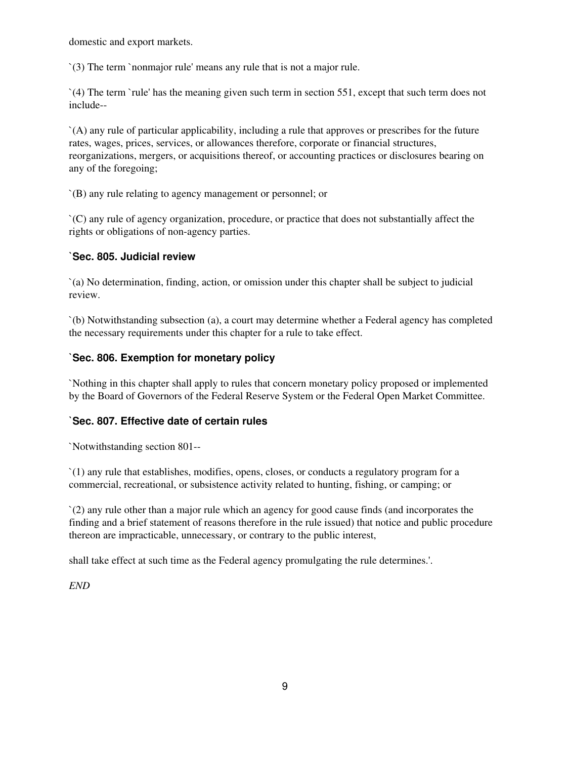domestic and export markets.

`(3) The term `nonmajor rule' means any rule that is not a major rule.

`(4) The term `rule' has the meaning given such term in section 551, except that such term does not include--

`(A) any rule of particular applicability, including a rule that approves or prescribes for the future rates, wages, prices, services, or allowances therefore, corporate or financial structures, reorganizations, mergers, or acquisitions thereof, or accounting practices or disclosures bearing on any of the foregoing;

`(B) any rule relating to agency management or personnel; or

`(C) any rule of agency organization, procedure, or practice that does not substantially affect the rights or obligations of non-agency parties.

### `Sec. 805. Judicial review

`(a) No determination, finding, action, or omission under this chapter shall be subject to judicial review.

`(b) Notwithstanding subsection (a), a court may determine whether a Federal agency has completed the necessary requirements under this chapter for a rule to take effect.

### `Sec. 806. Exemption for monetary policy

`Nothing in this chapter shall apply to rules that concern monetary policy proposed or implemented by the Board of Governors of the Federal Reserve System or the Federal Open Market Committee.

### `Sec. 807. Effective date of certain rules

`Notwithstanding section 801--

`(1) any rule that establishes, modifies, opens, closes, or conducts a regulatory program for a commercial, recreational, or subsistence activity related to hunting, fishing, or camping; or

`(2) any rule other than a major rule which an agency for good cause finds (and incorporates the finding and a brief statement of reasons therefore in the rule issued) that notice and public procedure thereon are impracticable, unnecessary, or contrary to the public interest,

shall take effect at such time as the Federal agency promulgating the rule determines.'.

*END*